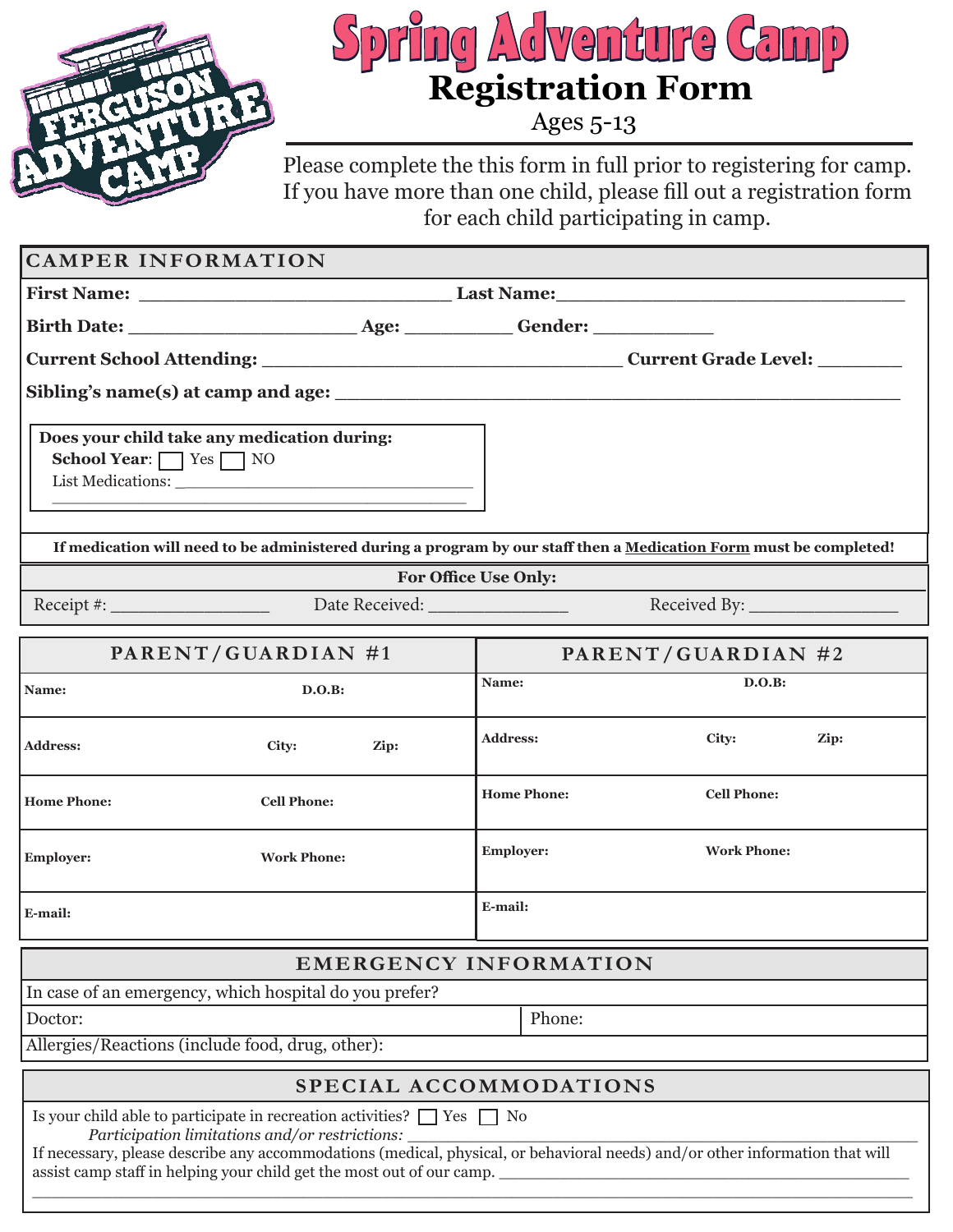FERGUSON ADVENTURE CAMP

# Spring Adventure Camp

## Registration Form

Ages 5-13

Please complete the this form in full prior to registering for camp. If you have more than one child, please fill out a registration form for each child participating in camp.

### CAMPER INFORMATION

**First Name:** ______________________________ **Last Name:** ________________________________

**Birth Date:** ______________________ **Age:** __________ **Gender:** ___________

**Current School Attending:** __________________________________ **Current Grade Level:** ________

**Sibling's name(s) at camp and age:** ______________________________________________________

**Does your child take any medication during:**
**School Year**: ☐ Yes ☐ NO
List Medications: ________________________________
__________________________________________________

**If medication will need to be administered during a program by our staff then a Medication Form must be completed!**

**For Office Use Only:**

Receipt #: ________________ Date Received: ______________ Received By: ________________

| PARENT/GUARDIAN #1 | | | PARENT/GUARDIAN #2 | | |
|---|---|---|---|---|---|
| **Name:** | **D.O.B:** | | **Name:** | **D.O.B:** | |
| **Address:** | **City:** | **Zip:** | **Address:** | **City:** | **Zip:** |
| **Home Phone:** | **Cell Phone:** | | **Home Phone:** | **Cell Phone:** | |
| **Employer:** | **Work Phone:** | | **Employer:** | **Work Phone:** | |
| **E-mail:** | | | **E-mail:** | | |

### EMERGENCY INFORMATION

In case of an emergency, which hospital do you prefer?

| Doctor: | Phone: |
|---|---|

Allergies/Reactions (include food, drug, other):

### SPECIAL ACCOMMODATIONS

Is your child able to participate in recreation activities? ☐ Yes ☐ No

*Participation limitations and/or restrictions:* ______________________________________________

If necessary, please describe any accommodations (medical, physical, or behavioral needs) and/or other information that will assist camp staff in helping your child get the most out of our camp. ______________________________________________
__________________________________________________________________________________________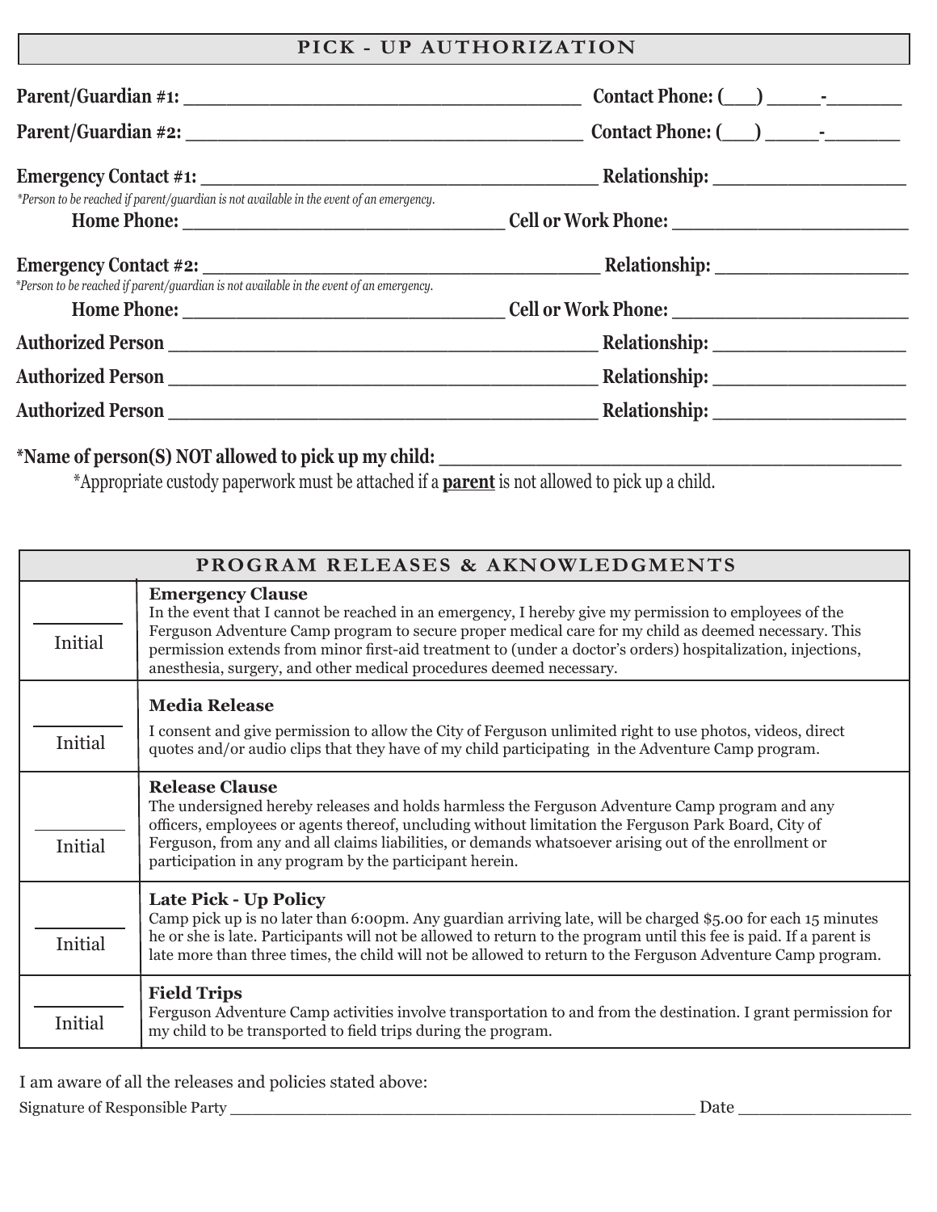## PICK - UP AUTHORIZATION

**Parent/Guardian #1:** ___________________________________ **Contact Phone: (___) _____-_______**

**Parent/Guardian #2:** ___________________________________ **Contact Phone: (___) _____-_______**

**Emergency Contact #1:** ___________________________________ **Relationship:** _________________

*\*Person to be reached if parent/guardian is not available in the event of an emergency.*

**Home Phone:** ____________________________ **Cell or Work Phone:** _____________________

**Emergency Contact #2:** ___________________________________ **Relationship:** _________________

*\*Person to be reached if parent/guardian is not available in the event of an emergency.*

**Home Phone:** ____________________________ **Cell or Work Phone:** _____________________

**Authorized Person** ______________________________________ **Relationship:** _________________

**Authorized Person** ______________________________________ **Relationship:** _________________

**Authorized Person** ______________________________________ **Relationship:** _________________

**\*Name of person(S) NOT allowed to pick up my child:** ______________________________________

\*Appropriate custody paperwork must be attached if a **parent** is not allowed to pick up a child.

## PROGRAM RELEASES & AKNOWLEDGMENTS

| | |
|---|---|
| _______ Initial | **Emergency Clause**<br>In the event that I cannot be reached in an emergency, I hereby give my permission to employees of the Ferguson Adventure Camp program to secure proper medical care for my child as deemed necessary. This permission extends from minor first-aid treatment to (under a doctor's orders) hospitalization, injections, anesthesia, surgery, and other medical procedures deemed necessary. |
| _______ Initial | **Media Release**<br>I consent and give permission to allow the City of Ferguson unlimited right to use photos, videos, direct quotes and/or audio clips that they have of my child participating in the Adventure Camp program. |
| _______ Initial | **Release Clause**<br>The undersigned hereby releases and holds harmless the Ferguson Adventure Camp program and any officers, employees or agents thereof, uncluding without limitation the Ferguson Park Board, City of Ferguson, from any and all claims liabilities, or demands whatsoever arising out of the enrollment or participation in any program by the participant herein. |
| _______ Initial | **Late Pick - Up Policy**<br>Camp pick up is no later than 6:00pm. Any guardian arriving late, will be charged $5.00 for each 15 minutes he or she is late. Participants will not be allowed to return to the program until this fee is paid. If a parent is late more than three times, the child will not be allowed to return to the Ferguson Adventure Camp program. |
| _______ Initial | **Field Trips**<br>Ferguson Adventure Camp activities involve transportation to and from the destination. I grant permission for my child to be transported to field trips during the program. |

I am aware of all the releases and policies stated above:

Signature of Responsible Party ___________________________________________ Date _________________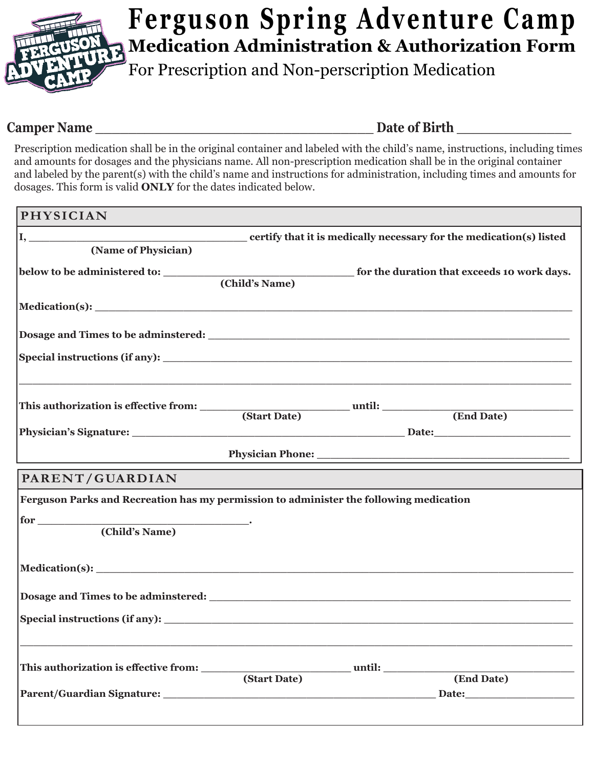# Ferguson Spring Adventure Camp

## Medication Administration & Authorization Form

For Prescription and Non-perscription Medication

**Camper Name** ___________________________________ **Date of Birth** _______________

Prescription medication shall be in the original container and labeled with the child's name, instructions, including times and amounts for dosages and the physicians name. All non-prescription medication shall be in the original container and labeled by the parent(s) with the child's name and instructions for administration, including times and amounts for dosages. This form is valid **ONLY** for the dates indicated below.

## PHYSICIAN

**I, __________________________________ certify that it is medically necessary for the medication(s) listed**
**(Name of Physician)**

**below to be administered to: ______________________________ for the duration that exceeds 10 work days.**
**(Child's Name)**

**Medication(s):** ____________________________________________________________________

**Dosage and Times to be adminstered:** ______________________________________________________

**Special instructions (if any):** __________________________________________________________

____________________________________________________________________________________

**This authorization is effective from:** ________________________ **until:** ______________________________
**(Start Date)** **(End Date)**

**Physician's Signature:** ___________________________________________ **Date:**______________________

**Physician Phone:** ________________________________________

## PARENT/GUARDIAN

**Ferguson Parks and Recreation has my permission to administer the following medication**

**for** _________________________________.
**(Child's Name)**

**Medication(s):** ____________________________________________________________________

**Dosage and Times to be adminstered:** ______________________________________________________

**Special instructions (if any):** __________________________________________________________

____________________________________________________________________________________

**This authorization is effective from:** ________________________ **until:** ______________________________
**(Start Date)** **(End Date)**

**Parent/Guardian Signature:** _____________________________________________ **Date:**__________________